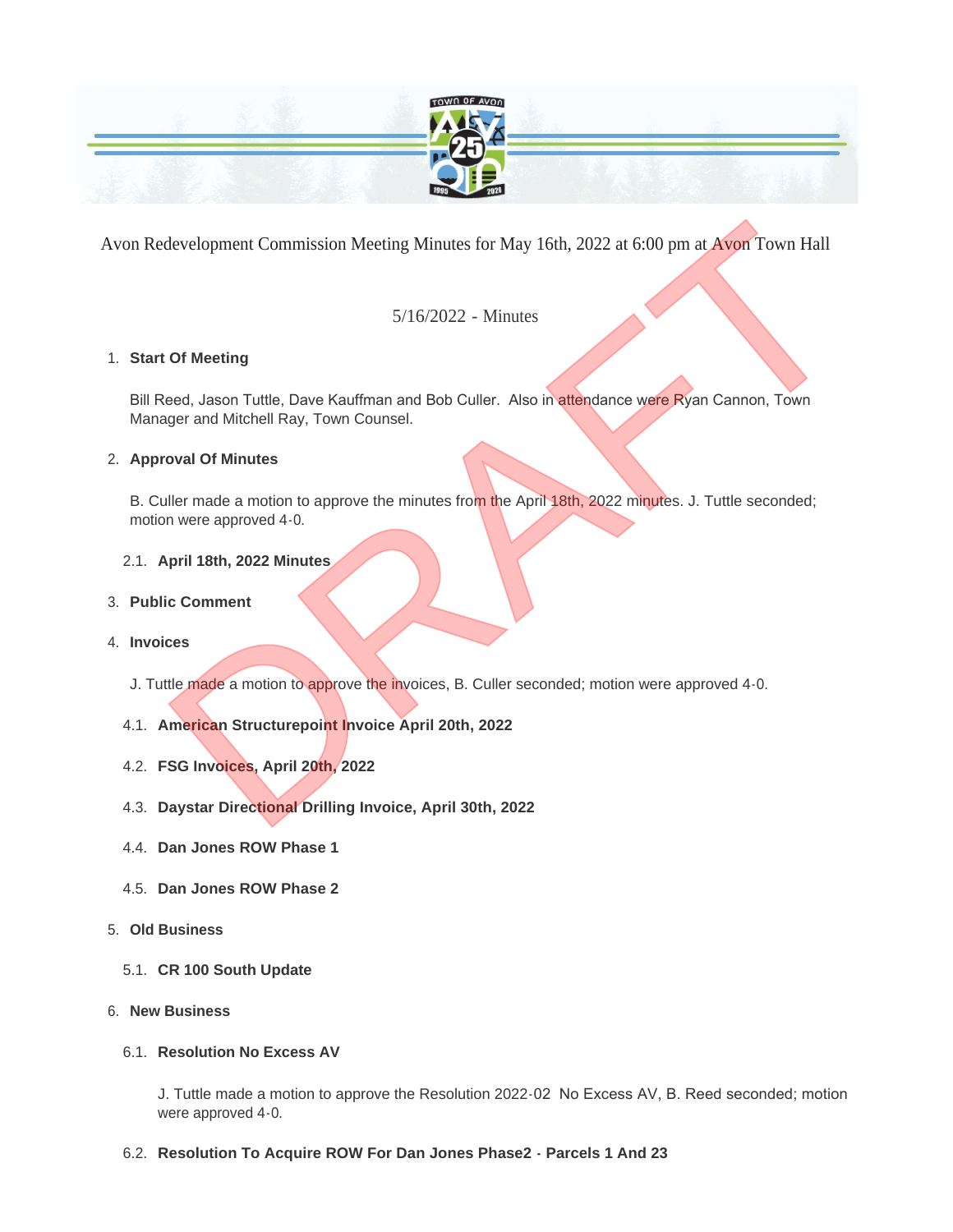Avon Redevelopment Commission Meeting Minutes for May 16th, 2022 at 6:00 pm at Avon Town Hall

5/16/2022 - Minutes

1. **Start Of Meeting**

   Bill Reed, Jason Tuttle, Dave Kauffman and Bob Culler. Also in attendance were Ryan Cannon, Town Manager and Mitchell Ray, Town Counsel.

2. **Approval Of Minutes**

   B. Culler made a motion to approve the minutes from the April 18th, 2022 minutes. J. Tuttle seconded; motion were approved 4-0.

   2.1. **April 18th, 2022 Minutes**

3. **Public Comment**

4. **Invoices**

   J. Tuttle made a motion to approve the invoices, B. Culler seconded; motion were approved 4-0.

   4.1. **American Structurepoint Invoice April 20th, 2022**

   4.2. **FSG Invoices, April 20th, 2022**

   4.3. **Daystar Directional Drilling Invoice, April 30th, 2022**

   4.4. **Dan Jones ROW Phase 1**

   4.5. **Dan Jones ROW Phase 2**

5. **Old Business**

   5.1. **CR 100 South Update**

6. **New Business**

   6.1. **Resolution No Excess AV**

   J. Tuttle made a motion to approve the Resolution 2022-02 No Excess AV, B. Reed seconded; motion were approved 4-0.

   6.2. **Resolution To Acquire ROW For Dan Jones Phase2 - Parcels 1 And 23**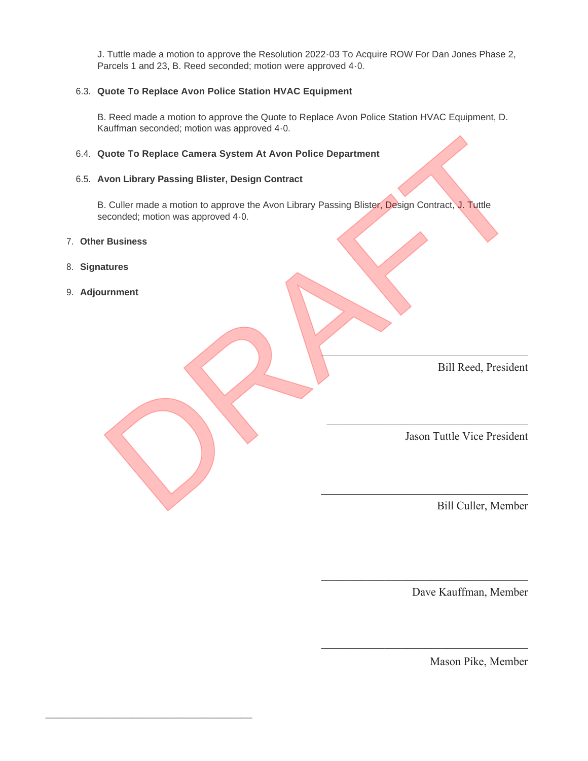J. Tuttle made a motion to approve the Resolution 2022-03 To Acquire ROW For Dan Jones Phase 2, Parcels 1 and 23, B. Reed seconded; motion were approved 4-0.

6.3. **Quote To Replace Avon Police Station HVAC Equipment**

B. Reed made a motion to approve the Quote to Replace Avon Police Station HVAC Equipment, D. Kauffman seconded; motion was approved 4-0.

6.4. **Quote To Replace Camera System At Avon Police Department**

6.5. **Avon Library Passing Blister, Design Contract**

B. Culler made a motion to approve the Avon Library Passing Blister, Design Contract, J. Tuttle seconded; motion was approved 4-0.

7. **Other Business**

8. **Signatures**

9. **Adjournment**

DRAFT

\_\_\_\_\_\_\_\_\_\_\_\_\_\_\_\_\_\_\_\_\_\_\_\_\_\_\_\_\_\_\_\_\_\_\_\_\_\_\_\_
Bill Reed, President

\_\_\_\_\_\_\_\_\_\_\_\_\_\_\_\_\_\_\_\_\_\_\_\_\_\_\_\_\_\_\_\_\_\_\_\_\_\_\_\_
Jason Tuttle Vice President

\_\_\_\_\_\_\_\_\_\_\_\_\_\_\_\_\_\_\_\_\_\_\_\_\_\_\_\_\_\_\_\_\_\_\_\_\_\_\_\_
Bill Culler, Member

\_\_\_\_\_\_\_\_\_\_\_\_\_\_\_\_\_\_\_\_\_\_\_\_\_\_\_\_\_\_\_\_\_\_\_\_\_\_\_\_
Dave Kauffman, Member

\_\_\_\_\_\_\_\_\_\_\_\_\_\_\_\_\_\_\_\_\_\_\_\_\_\_\_\_\_\_\_\_\_\_\_\_\_\_\_\_
Mason Pike, Member

\_\_\_\_\_\_\_\_\_\_\_\_\_\_\_\_\_\_\_\_\_\_\_\_\_\_\_\_\_\_\_\_\_\_\_\_\_\_\_\_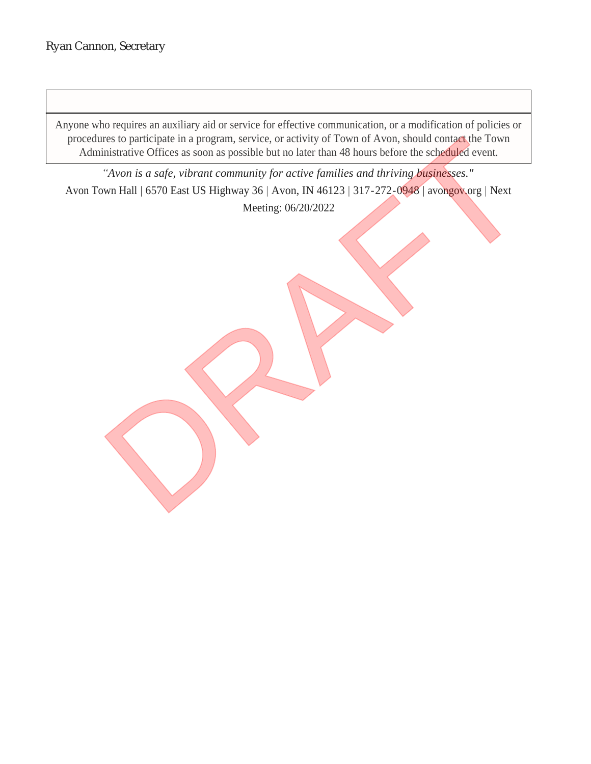Ryan Cannon, Secretary

| |
|---|
| Anyone who requires an auxiliary aid or service for effective communication, or a modification of policies or procedures to participate in a program, service, or activity of Town of Avon, should contact the Town Administrative Offices as soon as possible but no later than 48 hours before the scheduled event. |

*"Avon is a safe, vibrant community for active families and thriving businesses."*

Avon Town Hall | 6570 East US Highway 36 | Avon, IN 46123 | 317-272-0948 | avongov.org | Next Meeting: 06/20/2022

DRAFT